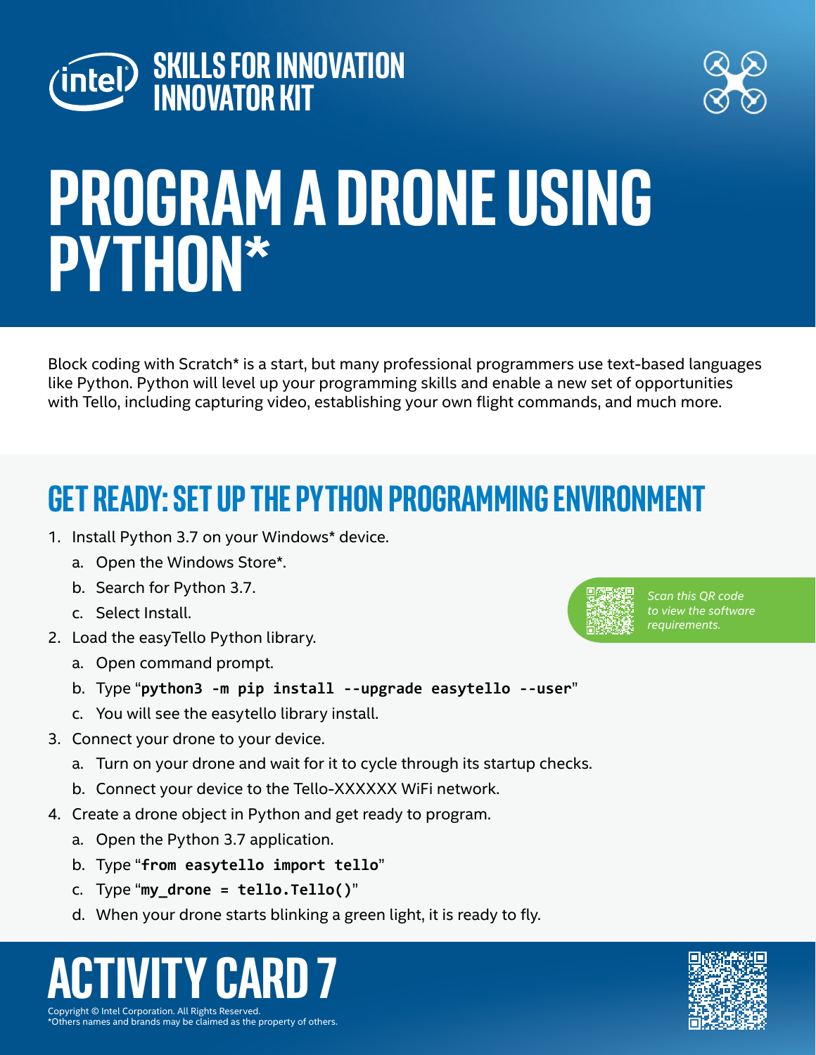SKILLS FOR INNOVATION
INNOVATOR KIT

# PROGRAM A DRONE USING PYTHON*

Block coding with Scratch* is a start, but many professional programmers use text-based languages like Python. Python will level up your programming skills and enable a new set of opportunities with Tello, including capturing video, establishing your own flight commands, and much more.

## GET READY: SET UP THE PYTHON PROGRAMMING ENVIRONMENT

1. Install Python 3.7 on your Windows* device.
   a. Open the Windows Store*.
   b. Search for Python 3.7.
   c. Select Install.
2. Load the easyTello Python library.
   a. Open command prompt.
   b. Type "**`python3 -m pip install --upgrade easytello --user`**"
   c. You will see the easytello library install.
3. Connect your drone to your device.
   a. Turn on your drone and wait for it to cycle through its startup checks.
   b. Connect your device to the Tello-XXXXXX WiFi network.
4. Create a drone object in Python and get ready to program.
   a. Open the Python 3.7 application.
   b. Type "**`from easytello import tello`**"
   c. Type "**`my_drone = tello.Tello()`**"
   d. When your drone starts blinking a green light, it is ready to fly.

*Scan this QR code to view the software requirements.*

# ACTIVITY CARD 7

Copyright © Intel Corporation. All Rights Reserved.
*Others names and brands may be claimed as the property of others.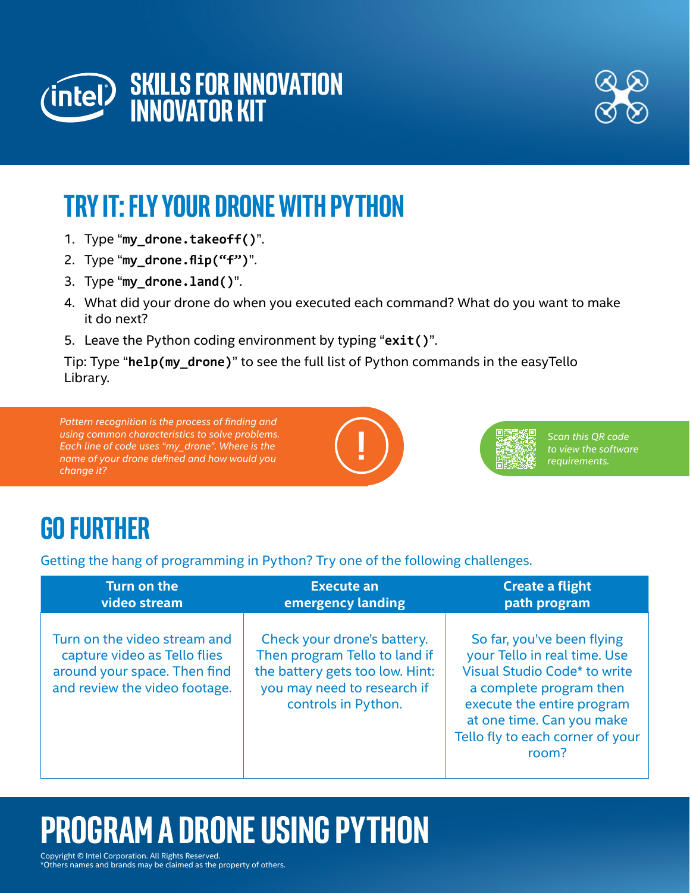# SKILLS FOR INNOVATION INNOVATOR KIT

## TRY IT: FLY YOUR DRONE WITH PYTHON

1. Type "**`my_drone.takeoff()`**".
2. Type "**`my_drone.flip("f")`**".
3. Type "**`my_drone.land()`**".
4. What did your drone do when you executed each command? What do you want to make it do next?
5. Leave the Python coding environment by typing "**`exit()`**".

Tip: Type "**`help(my_drone)`**" to see the full list of Python commands in the easyTello Library.

*Pattern recognition is the process of finding and using common characteristics to solve problems. Each line of code uses "my_drone". Where is the name of your drone defined and how would you change it?*

*Scan this QR code to view the software requirements.*

## GO FURTHER

Getting the hang of programming in Python? Try one of the following challenges.

| Turn on the video stream | Execute an emergency landing | Create a flight path program |
|---|---|---|
| Turn on the video stream and capture video as Tello flies around your space. Then find and review the video footage. | Check your drone's battery. Then program Tello to land if the battery gets too low. Hint: you may need to research if controls in Python. | So far, you've been flying your Tello in real time. Use Visual Studio Code* to write a complete program then execute the entire program at one time. Can you make Tello fly to each corner of your room? |

# PROGRAM A DRONE USING PYTHON

Copyright © Intel Corporation. All Rights Reserved.
*Others names and brands may be claimed as the property of others.